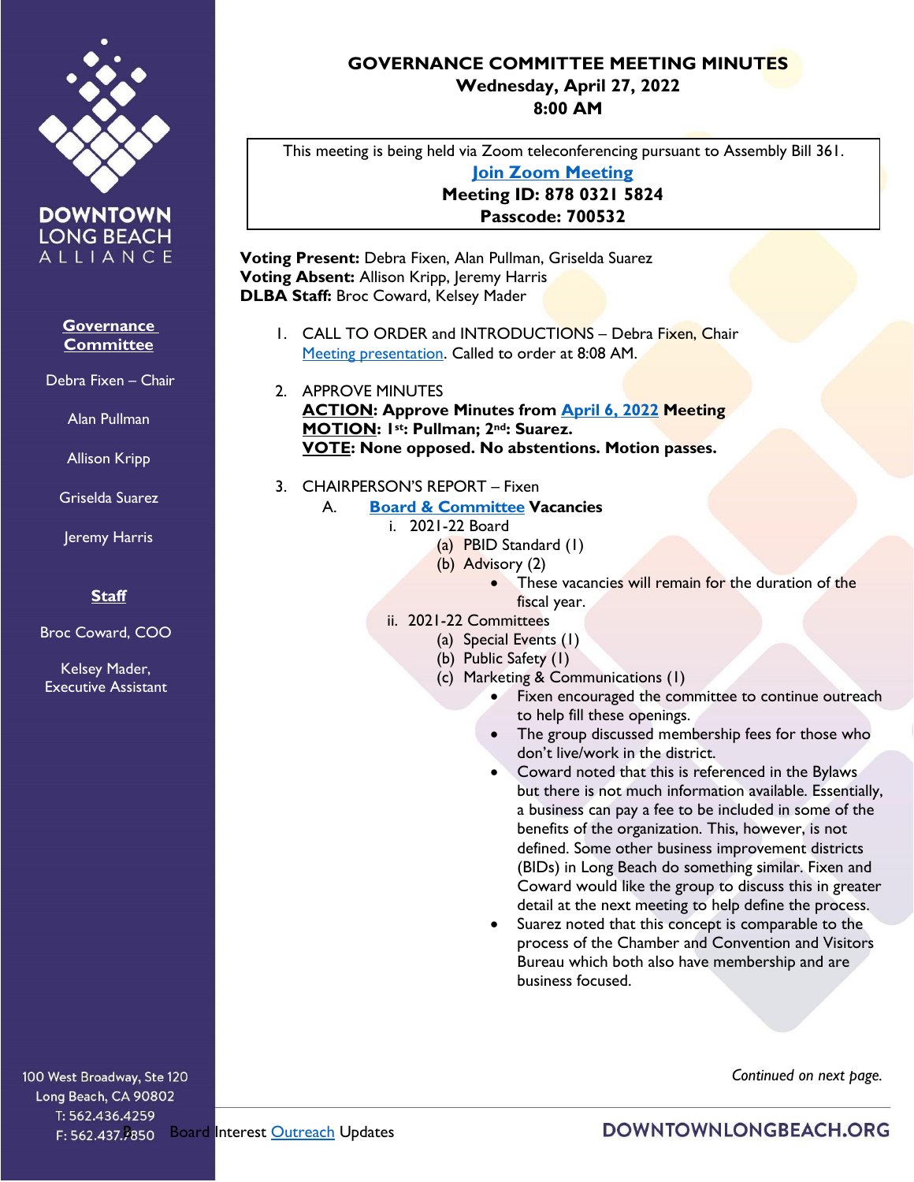# GOVERNANCE COMMITTEE MEETING MINUTES

**Wednesday, April 27, 2022**
**8:00 AM**

This meeting is being held via Zoom teleconferencing pursuant to Assembly Bill 361.
**Join Zoom Meeting**
**Meeting ID: 878 0321 5824**
**Passcode: 700532**

**Voting Present:** Debra Fixen, Alan Pullman, Griselda Suarez
**Voting Absent:** Allison Kripp, Jeremy Harris
**DLBA Staff:** Broc Coward, Kelsey Mader

**Governance Committee**

Debra Fixen – Chair

Alan Pullman

Allison Kripp

Griselda Suarez

Jeremy Harris

**Staff**

Broc Coward, COO

Kelsey Mader, Executive Assistant

1. CALL TO ORDER and INTRODUCTIONS – Debra Fixen, Chair
   Meeting presentation. Called to order at 8:08 AM.

2. APPROVE MINUTES
   **ACTION: Approve Minutes from April 6, 2022 Meeting**
   **MOTION: 1st: Pullman; 2nd: Suarez.**
   **VOTE: None opposed. No abstentions. Motion passes.**

3. CHAIRPERSON'S REPORT – Fixen
   A. **Board & Committee Vacancies**
      i. 2021-22 Board
         (a) PBID Standard (1)
         (b) Advisory (2)
            - These vacancies will remain for the duration of the fiscal year.
      ii. 2021-22 Committees
         (a) Special Events (1)
         (b) Public Safety (1)
         (c) Marketing & Communications (1)
            - Fixen encouraged the committee to continue outreach to help fill these openings.
            - The group discussed membership fees for those who don't live/work in the district.
            - Coward noted that this is referenced in the Bylaws but there is not much information available. Essentially, a business can pay a fee to be included in some of the benefits of the organization. This, however, is not defined. Some other business improvement districts (BIDs) in Long Beach do something similar. Fixen and Coward would like the group to discuss this in greater detail at the next meeting to help define the process.
            - Suarez noted that this concept is comparable to the process of the Chamber and Convention and Visitors Bureau which both also have membership and are business focused.

*Continued on next page.*

B. Board Interest Outreach Updates

100 West Broadway, Ste 120
Long Beach, CA 90802
T: 562.436.4259
F: 562.437.7850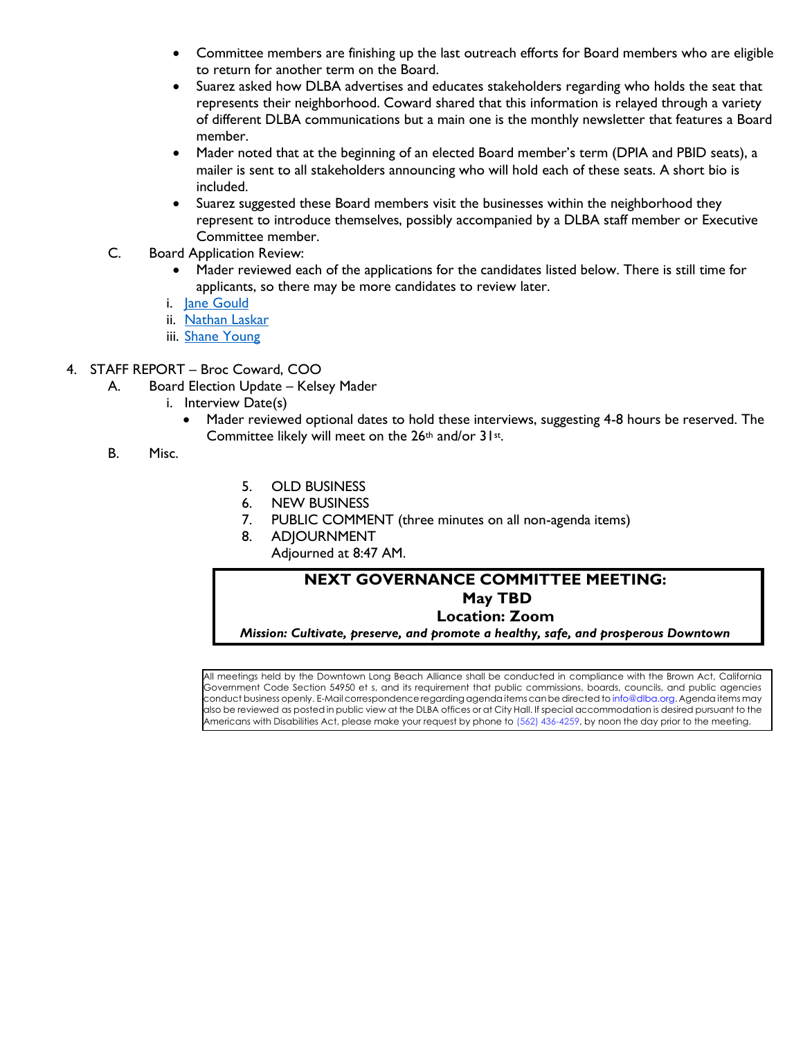- Committee members are finishing up the last outreach efforts for Board members who are eligible to return for another term on the Board.
- Suarez asked how DLBA advertises and educates stakeholders regarding who holds the seat that represents their neighborhood. Coward shared that this information is relayed through a variety of different DLBA communications but a main one is the monthly newsletter that features a Board member.
- Mader noted that at the beginning of an elected Board member's term (DPIA and PBID seats), a mailer is sent to all stakeholders announcing who will hold each of these seats. A short bio is included.
- Suarez suggested these Board members visit the businesses within the neighborhood they represent to introduce themselves, possibly accompanied by a DLBA staff member or Executive Committee member.

C. Board Application Review:

- Mader reviewed each of the applications for the candidates listed below. There is still time for applicants, so there may be more candidates to review later.

i. Jane Gould
ii. Nathan Laskar
iii. Shane Young

4. STAFF REPORT – Broc Coward, COO

A. Board Election Update – Kelsey Mader

i. Interview Date(s)

- Mader reviewed optional dates to hold these interviews, suggesting 4-8 hours be reserved. The Committee likely will meet on the 26th and/or 31st.

B. Misc.

5. OLD BUSINESS
6. NEW BUSINESS
7. PUBLIC COMMENT (three minutes on all non-agenda items)
8. ADJOURNMENT
Adjourned at 8:47 AM.

**NEXT GOVERNANCE COMMITTEE MEETING:**
**May TBD**
**Location: Zoom**
***Mission: Cultivate, preserve, and promote a healthy, safe, and prosperous Downtown***

All meetings held by the Downtown Long Beach Alliance shall be conducted in compliance with the Brown Act, California Government Code Section 54950 et s, and its requirement that public commissions, boards, councils, and public agencies conduct business openly. E-Mail correspondence regarding agenda items can be directed to info@dlba.org. Agenda items may also be reviewed as posted in public view at the DLBA offices or at City Hall. If special accommodation is desired pursuant to the Americans with Disabilities Act, please make your request by phone to (562) 436-4259, by noon the day prior to the meeting.